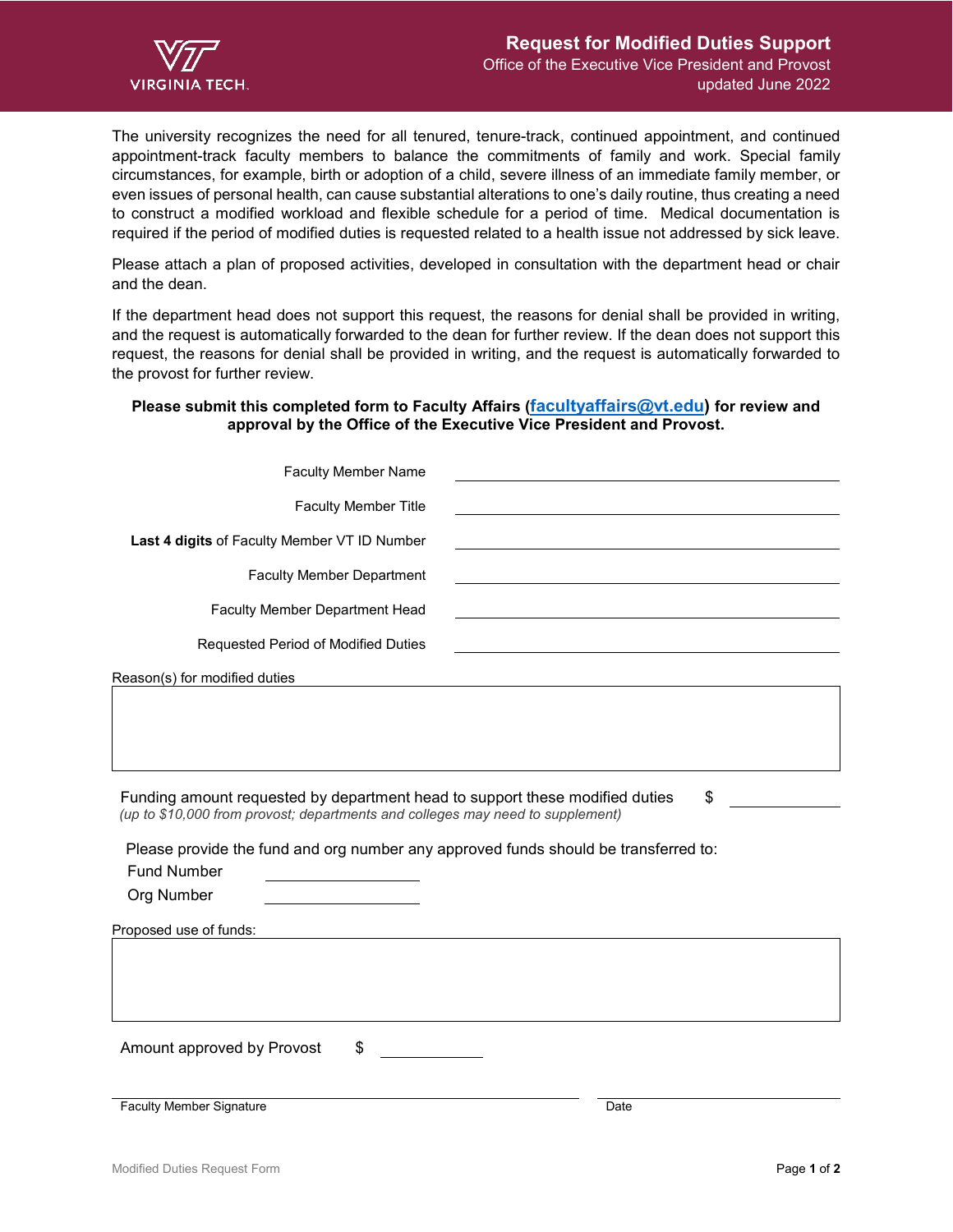# Request for Modified Duties Support

Office of the Executive Vice President and Provost
updated June 2022

The university recognizes the need for all tenured, tenure-track, continued appointment, and continued appointment-track faculty members to balance the commitments of family and work. Special family circumstances, for example, birth or adoption of a child, severe illness of an immediate family member, or even issues of personal health, can cause substantial alterations to one's daily routine, thus creating a need to construct a modified workload and flexible schedule for a period of time. Medical documentation is required if the period of modified duties is requested related to a health issue not addressed by sick leave.

Please attach a plan of proposed activities, developed in consultation with the department head or chair and the dean.

If the department head does not support this request, the reasons for denial shall be provided in writing, and the request is automatically forwarded to the dean for further review. If the dean does not support this request, the reasons for denial shall be provided in writing, and the request is automatically forwarded to the provost for further review.

**Please submit this completed form to Faculty Affairs (facultyaffairs@vt.edu) for review and approval by the Office of the Executive Vice President and Provost.**

Faculty Member Name ______________________________

Faculty Member Title ______________________________

**Last 4 digits** of Faculty Member VT ID Number ______________________________

Faculty Member Department ______________________________

Faculty Member Department Head ______________________________

Requested Period of Modified Duties ______________________________

Reason(s) for modified duties

| |
|---|
| |

Funding amount requested by department head to support these modified duties $ ____________
*(up to $10,000 from provost; departments and colleges may need to supplement)*

Please provide the fund and org number any approved funds should be transferred to:

Fund Number ____________

Org Number ____________

Proposed use of funds:

| |
|---|
| |

Amount approved by Provost $ ____________

______________________________ ____________
Faculty Member Signature Date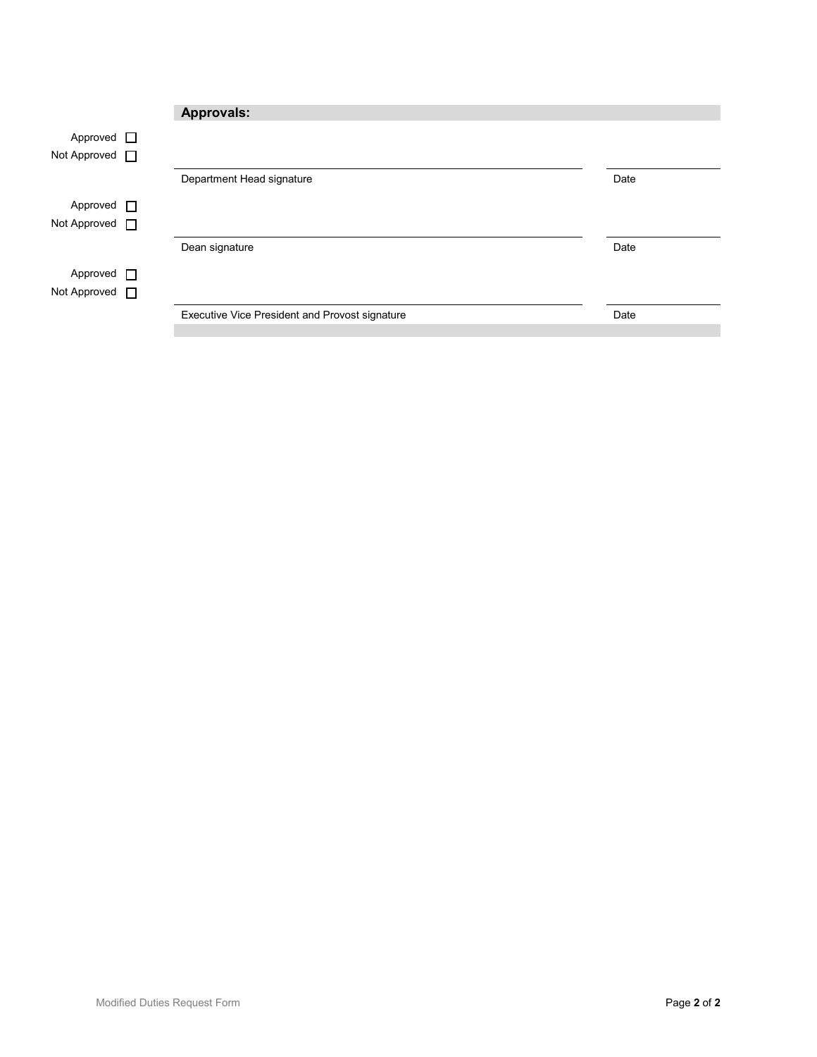## Approvals:

Approved ☐
Not Approved ☐

Department Head signature ______________________ Date __________

Approved ☐
Not Approved ☐

Dean signature ______________________ Date __________

Approved ☐
Not Approved ☐

Executive Vice President and Provost signature ______________________ Date __________